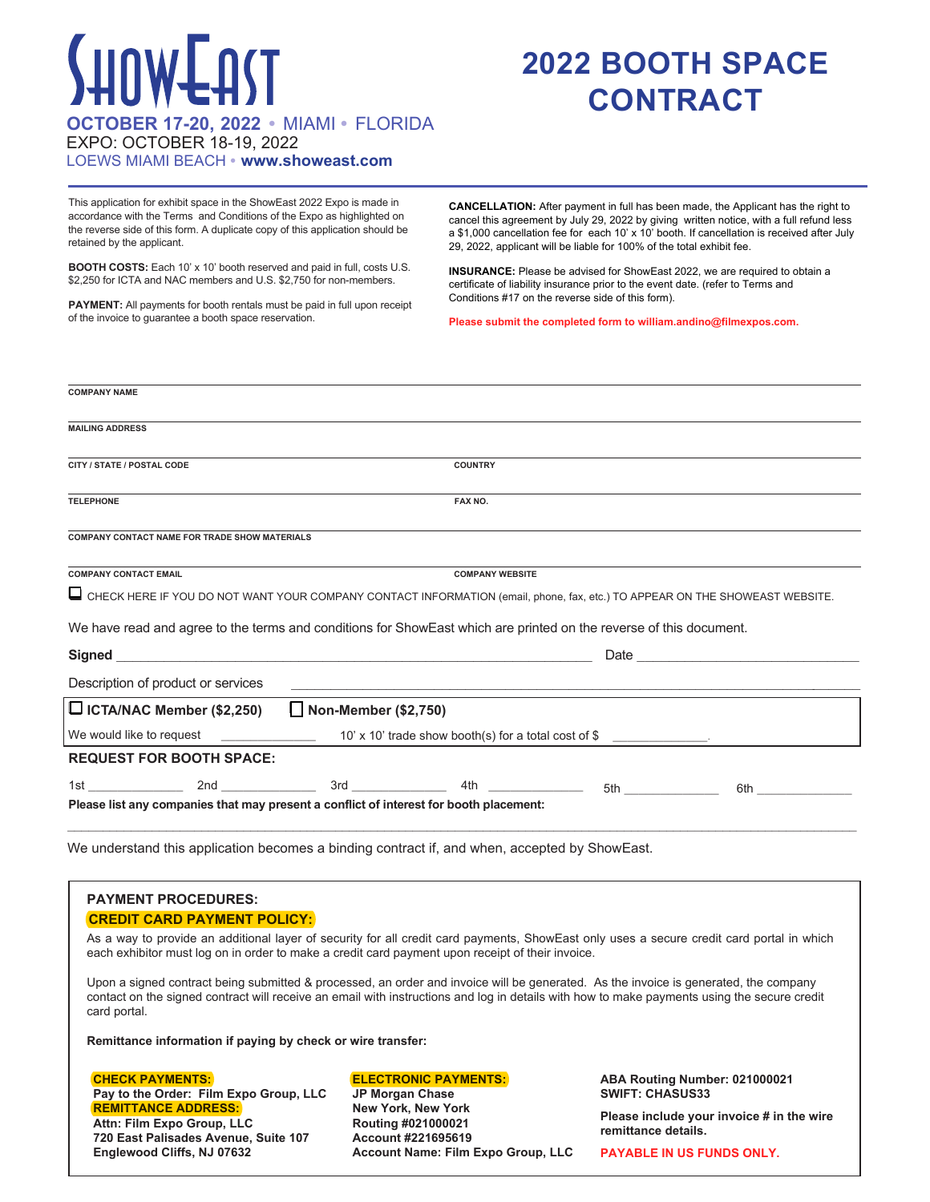# ShowEast

**OCTOBER 17-20, 2022** • MIAMI • FLORIDA

EXPO: OCTOBER 18-19, 2022

LOEWS MIAMI BEACH • **www.showeast.com**

# 2022 BOOTH SPACE CONTRACT

This application for exhibit space in the ShowEast 2022 Expo is made in accordance with the Terms and Conditions of the Expo as highlighted on the reverse side of this form. A duplicate copy of this application should be retained by the applicant.

**BOOTH COSTS:** Each 10' x 10' booth reserved and paid in full, costs U.S. $2,250 for ICTA and NAC members and U.S. $2,750 for non-members.

**PAYMENT:** All payments for booth rentals must be paid in full upon receipt of the invoice to guarantee a booth space reservation.

**CANCELLATION:** After payment in full has been made, the Applicant has the right to cancel this agreement by July 29, 2022 by giving written notice, with a full refund less a $1,000 cancellation fee for each 10' x 10' booth. If cancellation is received after July 29, 2022, applicant will be liable for 100% of the total exhibit fee.

**INSURANCE:** Please be advised for ShowEast 2022, we are required to obtain a certificate of liability insurance prior to the event date. (refer to Terms and Conditions #17 on the reverse side of this form).

**Please submit the completed form to william.andino@filmexpos.com.**

COMPANY NAME ______________________________

MAILING ADDRESS ______________________________

CITY / STATE / POSTAL CODE ______________________________ COUNTRY ______________________________

TELEPHONE ______________________________ FAX NO. ______________________________

COMPANY CONTACT NAME FOR TRADE SHOW MATERIALS ______________________________

COMPANY CONTACT EMAIL ______________________________ COMPANY WEBSITE ______________________________

☐ CHECK HERE IF YOU DO NOT WANT YOUR COMPANY CONTACT INFORMATION (email, phone, fax, etc.) TO APPEAR ON THE SHOWEAST WEBSITE.

We have read and agree to the terms and conditions for ShowEast which are printed on the reverse of this document.

**Signed** ______________________________ Date ______________________________

Description of product or services ______________________________

☐ **ICTA/NAC Member ($2,250)** ☐ **Non-Member ($2,750)**

We would like to request ______________ 10' x 10' trade show booth(s) for a total cost of $ ______________.

**REQUEST FOR BOOTH SPACE:**

1st ______________ 2nd ______________ 3rd ______________ 4th ______________ 5th ______________ 6th ______________

**Please list any companies that may present a conflict of interest for booth placement:**

______________________________

We understand this application becomes a binding contract if, and when, accepted by ShowEast.

**PAYMENT PROCEDURES:**

**CREDIT CARD PAYMENT POLICY:**

As a way to provide an additional layer of security for all credit card payments, ShowEast only uses a secure credit card portal in which each exhibitor must log on in order to make a credit card payment upon receipt of their invoice.

Upon a signed contract being submitted & processed, an order and invoice will be generated. As the invoice is generated, the company contact on the signed contract will receive an email with instructions and log in details with how to make payments using the secure credit card portal.

**Remittance information if paying by check or wire transfer:**

**CHECK PAYMENTS:**
**Pay to the Order: Film Expo Group, LLC**
**REMITTANCE ADDRESS:**
**Attn: Film Expo Group, LLC**
**720 East Palisades Avenue, Suite 107**
**Englewood Cliffs, NJ 07632**

**ELECTRONIC PAYMENTS:**
**JP Morgan Chase**
**New York, New York**
**Routing #021000021**
**Account #221695619**
**Account Name: Film Expo Group, LLC**

**ABA Routing Number: 021000021**
**SWIFT: CHASUS33**

**Please include your invoice # in the wire remittance details.**

**PAYABLE IN US FUNDS ONLY.**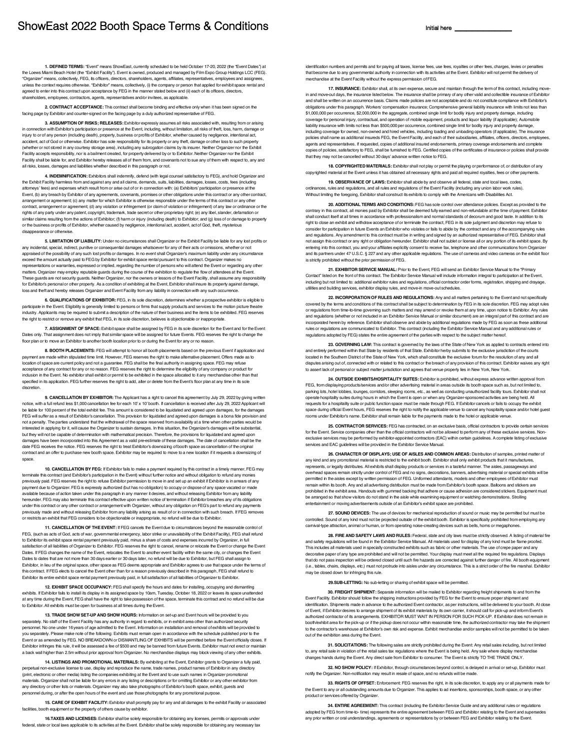# ShowEast 2022 Booth Space Terms & Conditions

Initial here _______________

**1. DEFINED TERMS:** "Event" means ShowEast, currently scheduled to be held October 17-20, 2022 (the "Event Dates") at the Loews Miami Beach Hotel (the "Exhibit Facility"). Event is owned, produced and managed by Film Expo Group Holdings LCC (FEG). "Organizer" means, collectively, FEG, its officers, directors, shareholders, agents, affiliates, representatives, employees and assignees, unless the context requires otherwise. "Exhibitor" means, collectively, (i) the company or person that applied for exhibit space rental and agreed to enter into this contract upon acceptance by FEG in the manner stated below and (ii) each of its officers, directors, shareholders, employees, contractors, agents, representatives and/or invitees, as applicable.

**2. CONTRACT ACCEPTANCE:** This contract shall become binding and effective only when it has been signed on the facing page by Exhibitor and counter-signed on the facing page by a duly authorized representative of FEG.

**3. ASSUMPTION OF RISKS; RELEASES:** Exhibitor expressly assumes all risks associated with, resulting from or arising in connection with Exhibitor's participation or presence at the Event, including, without limitation, all risks of theft, loss, harm, damage or injury to or of any person (including death), property, business or profits of Exhibitor, whether caused by negligence, intentional act, accident, act of God or otherwise. Exhibitor has sole responsibility for its property or any theft, damage or other loss to such property (whether or not stored in any courtesy storage area), including any subrogation claims by its insurer. Neither Organizer nor the Exhibit Facility accepts responsibility, nor is a bailment created, for property delivered by or to Exhibitor. Neither Organizer nor the Exhibit Facility shall be liable for, and Exhibitor hereby releases all of them from, and covenants not to sue any of them with respect to, any and all risks, losses, damages and liabilities whether described in this paragraph or not.

**4. INDEMNIFICATION:** Exhibitors shall indemnify, defend (with legal counsel satisfactory to FEG), and hold Organizer and the Exhibit Facility harmless from and against any and all claims, demands, suits, liabilities, damages, losses, costs, fees (including attorneys' fees) and expenses which result from or arise out of or in connection with: (a) Exhibitors' participation or presence at the Event, (b) any breach by Exhibitor of any agreements, covenants, promises or other obligations under this contract or any other contract, arrangement or agreement; (c) any matter for which Exhibitor is otherwise responsible under the terms of this contract or any other contract, arrangement or agreement; (d) any violation or infringement (or claim of violation or infringement) of any law or ordinance or the rights of any party under any patent, copyright, trademark, trade secret or other proprietary right; (e) any libel, slander, defamation or similar claims resulting from the actions of Exhibitor; (f) harm or injury (including death) to Exhibitor; and (g) loss of or damage to property or the business or profits of Exhibitor, whether caused by negligence, intentional act, accident, act of God, theft, mysterious disappearance or otherwise.

**5. LIMITATION OF LIABILITY:** Under no circumstances shall Organizer or the Exhibit Facility be liable for any lost profits or any incidental, special, indirect, punitive or consequential damages whatsoever for any of their acts or omissions, whether or not appraised of the possibility of any such lost profits or damages. In no event shall Organizer's maximum liability under any circumstance exceed the amount actually paid to FEG by Exhibitor for exhibit space rental pursuant to this contract. Organizer makes no representations or warranties, expressed or implied, regarding the number of persons who will attend the Event or regarding any other matters. Organizer may employ reputable guards during the course of the exhibition to regulate the flow of attendees at the Event. These guards are not security guards. Neither Organizer, nor the owners or lessors of the Event Facility, shall assume any responsibility for Exhibitor's personal or other property. As a condition of exhibiting at the Event, Exhibitor shall insure its property against damage, loss and theft and hereby releases Organizer and Event Facility from any liability in connection with any such occurrence.

**6. QUALIFICATIONS OF EXHIBITOR:** FEG, in its sole discretion, determines whether a prospective exhibitor is eligible to participate in the Event. Eligibility is generally limited to persons or firms that supply products and services to the motion picture theatre industry. Applicants may be required to submit a description of the nature of their business and the items to be exhibited. FEG reserves the right to restrict or remove any exhibit that FEG, in its sole discretion, believes is objectionable or inappropriate.

**7. ASSIGNMENT OF SPACE:** Exhibit space shall be assigned by FEG in its sole discretion for the Event and for the Event Dates only. That assignment does not imply that similar space will be assigned for future Events. FEG reserves the right to change the floor plan or to move an Exhibitor to another booth location prior to or during the Event for any or no reason.

**8. BOOTH PLACEMENTS:** FEG will attempt to honor all booth placements based on the previous Event if application and payment are made within stipulated time limit. However, FEG reserves the right to make alternative placement. Offers made as to location of space are current policy and not a guarantee. FEG shall be the final authority in assigning space. FEG may refuse acceptance of any contract for any or no reason. FEG reserves the right to determine the eligibility of any company or product for inclusion in the Event. No exhibitor shall exhibit or permit to be exhibited in the space allocated to it any merchandise other than that specified in its application. FEG further reserves the right to add, alter or delete from the Event's floor plan at any time in its sole discretion.

**9. CANCELLATION BY EXHIBITOR:** The Applicant has a right to cancel this agreement by July 29, 2022 by giving written notice, with a full refund less $1,000 cancellation fee for each 10' x 10' booth. If cancellation is received after July 29, 2022 Applicant will be liable for 100 percent of the total exhibit fee. This amount is considered to be liquidated and agreed upon damages, for the damages FEG will suffer as a result of Exhibitor's cancellation. This provision for liquidated and agreed upon damages is a bona fide provision and not a penalty. The parties understand that the withdrawal of the space reserved from availability at a time when other parties would be interested in applying for it, will cause the Organizer to sustain damages. In this situation, the Organizer's damages will be substantial, but they will not be capable of determination with mathematical precision. Therefore, the provisions for liquidated and agreed upon damages have been incorporated into this Agreement as a valid pre-estimate of these damages. The date of cancellation shall be the date FEG receives the notice. FEG reserves the right to treat Exhibitor's downsizing of booth space as cancellation of the original contract and an offer to purchase new booth space. Exhibitor may be required to move to a new location if it requests a downsizing of space.

**10. CANCELLATION BY FEG:** If Exhibitor fails to make a payment required by this contract in a timely manner, FEG may terminate this contract (and Exhibitor's participation in the Event) without further notice and without obligation to refund any monies previously paid. FEG reserves the right to refuse Exhibitor permission to move in and set up an exhibit if Exhibitor is in arrears of any payment due to Organizer. FEG is expressly authorized (but has no obligation) to occupy or dispose of any space vacated or made available because of action taken under this paragraph in any manner it desires, and without releasing Exhibitor from any liability hereunder. FEG may also terminate this contract effective upon written notice of termination if Exhibitor breaches any of its obligations under this contract or any other contract or arrangement with Organizer, without any obligation on FEG's part to refund any payments previously made and without releasing Exhibitor from any liability arising as result of or in connection with such breach. If FEG removes or restricts an exhibit that FEG considers to be objectionable or inappropriate, no refund will be due to Exhibitor.

**11. CANCELLATION OF THE EVENT:** If FEG cancels the Event due to circumstances beyond the reasonable control of FEG, (such as acts of God, acts of war, governmental emergency, labor strike or unavailability of the Exhibit Facility), FEG shall refund to Exhibitor its exhibit space rental payment previously paid, minus a share of costs and expenses incurred by Organizer, in full satisfaction of all liabilities of Organizer to Exhibitor. FEG reserves the right to cancel, rename or relocate the Event or change the Event Dates. If FEG changes the name of the Event, relocates the Event to another event facility within the same city, or changes the Event Dates to dates that are not more than 30 days earlier or 30 days later, no refund will be due to Exhibitor, but FEG shall assign to Exhibitor, in lieu of the original space, other space as FEG deems appropriate and Exhibitor agrees to use that space under the terms of this contract. If FEG elects to cancel the Event other than for a reason previously described in this paragraph, FEG shall refund to Exhibitor its entire exhibit space rental payment previously paid, in full satisfaction of all liabilities of Organizer to Exhibitor.

**12. EXHIBIT SPACE OCCUPANCY:** FEG shall specify the hours and dates for installing, occupying and dismantling exhibits. If Exhibitor fails to install its display in its assigned space by 10am, Tuesday, October 18, 2022 or leaves its space unattended at any time during the Event, FEG shall have the right to take possession of the space, terminate this contract and no refund will be due to Exhibitor. All exhibits must be open for business at all times during the Event.

**13. TRADE SHOW SET-UP AND SHOW HOURS:** Information on set-up and Event hours will be provided to you separately. No staff of the Event Facility has any authority in regard to exhibits, or in exhibit area other than authorized security personnel. No one under 16 years of age admitted to the Event. Information on installation and removal of exhibits will be provided to you separately. Please make note of the following: Exhibits must remain open in accordance with the schedule published prior to the Event or as amended by FEG. NO BREAKDOWN or DISMANTLING OF EXHIBITS will be permitted before the Event officially closes. If Exhibitor infringes this rule, it will be assessed a fee of $500 and may be banned from future Events. Exhibitor must not erect or maintain a back wall higher than 2.5m without prior approval from Organizer. No merchandise displays may block viewing of any other exhibits.

**14. LISTINGS AND PROMOTIONAL MATERIALS:** By exhibiting at the Event, Exhibitor grants to Organizer a fully paid, perpetual non-exclusive license to use, display and reproduce the name, trade names, product names of Exhibitor in any directory (print, electronic or other media) listing the companies exhibiting at the Event and to use such names in Organizer promotional materials. Organizer shall not be liable for any errors in any listing or descriptions or for omitting Exhibitor or any other exhibitor from any directory or other lists or materials. Organizer may also take photographs of Exhibitor's booth space, exhibit, guests and personnel during, or after the open hours of the event and use those photographs for any promotional purpose.

**15. CARE OF EXHIBIT FACILITY:** Exhibitor shall promptly pay for any and all damages to the exhibit Facility or associated facilities, booth equipment or the property of others cause by exhibitor.

**16. TAXES AND LICENSES:** Exhibitor shall be solely responsible for obtaining any licenses, permits or approvals under federal, state or local laws applicable to its activities at the Event. Exhibitor shall be solely responsible for obtaining any necessary tax identification numbers and permits and for paying all taxes, license fees, use fees, royalties or other fees, charges, levies or penalties that become due to any governmental authority in connection with its activities at the Event. Exhibitor will not permit the delivery of merchandise at the Event Facility without the express permission of FEG.

**17. INSURANCE:** Exhibitor shall, at its own expense, secure and maintain through the term of this contract, including move-in and move-out days, the insurance listed below. The insurance shall be primary of any other valid and collectible insurance of Exhibitor and shall be written on an occurrence basis. Claims made policies are not acceptable and do not constitute compliance with Exhibitor's obligations under this paragraph. Workers' compensation insurance; Comprehensive general liability insurance with limits not less than $1,000,000 per occurrence, $2,000,000 in the aggregate, combined single limit for bodily injury and property damage, including coverage for personal injury, contractual, and operation of mobile equipment, products and liquor liability (if applicable); Automobile liability insurance with limits not less than $500,000 per occurrence, combined single limit for bodily injury and property damage, including coverage for owned, non-owned and hired vehicles, including loading and unloading operators (if applicable). The insurance policies shall name as additional insureds FEG, the Event Facility, and each of their subsidiaries, affiliates, officers, directors, employees, agents and representatives. If requested, copies of additional insured endorsements, primary coverage endorsements and complete copies of policies, satisfactory to FEG, shall be furnished to FEG. Certified copies of the certificates of insurance or policies shall provide that they may not be cancelled without 30 days' advance written notice to FEG.

**18. COPYRIGHTED MATERIALS:** Exhibitor shall not play or permit the playing or performance of, or distribution of any copyrighted material at the Event unless it has obtained all necessary rights and paid all required royalties, fees or other payments.

**19. OBSERVANCE OF LAWS:** Exhibitor shall abide by and observe all federal, state and local laws, codes, ordinances, rules and regulations, and all rules and regulations of the Event Facility (including any union labor work rules). Without limiting the foregoing, Exhibitor shall construct its exhibits to comply with the Americans with Disabilities Act.

**20. ADDITIONAL TERMS AND CONDITIONS:** FEG has sole control over attendance policies. Except as provided to the contrary in this contract, all monies paid by Exhibitor shall be deemed fully earned and non-refundable at the time of payment. Exhibitor shall conduct itself at all times in accordance with professionalism and normal standards of decorum and good taste. In addition to its right to close an exhibit and withdraw acceptance of or terminate the contract, FEG in its sole judgment and discretion may refuse to consider for participation in future Events an Exhibitor who violates or fails to abide by the contract and any of the accompanying rules and regulations. Any amendment to this contract must be in writing and signed by an authorized representative of FEG. Exhibitor shall not assign this contract or any right or obligation hereunder. Exhibitor shall not sublet or license all or any portion of its exhibit space. By entering into this contract, you and your affiliates explicitly consent to receive fax, telephone and other communications from Organizer and its partners under 47 U.S.C. § 227 and any other applicable regulations. The use of cameras and video cameras on the exhibit floor is strictly prohibited without the prior permission of FEG.

**21. EXHIBITOR SERVICE MANUAL:** Prior to the Event, FEG will send an Exhibitor Service Manual to the "Primary Contact" listed on the front of this contract. The Exhibitor Service Manual will include information integral to participation at the Event, including but not limited to: additional exhibitor rules and regulations, official contractor order forms, registration, shipping and drayage, utilities and building services, exhibitor display rules, and move-in move-out schedules.

**22. INCORPORATION OF RULES AND REGULATIONS:** Any and all matters pertaining to the Event and not specifically covered by the terms and conditions of this contract shall be subject to determination by FEG in its sole discretion. FEG may adopt rules or regulations from time-to-time governing such matters and may amend or revoke them at any time, upon notice to Exhibitor. Any rules and regulations (whether or not included in an Exhibitor Service Manual or similar document) are an integral part of this contract and are incorporated herein by reference. Exhibitor shall observe and abide by additional regulations made by FEG as soon as these additional rules or regulations are communicated to Exhibitor. This contract (including the Exhibitor Service Manual and any additional rules or regulations adopted by FEG) states the entire agreement of the parties with respect to the subject matter hereof.

**23. GOVERNING LAW:** This contract is governed by the laws of the State of New York as applied to contracts entered into and entirely performed within that State by residents of that State. Exhibitor hereby submits to the exclusive jurisdiction of the courts located in the Southern District of the State of New York, which shall constitute the exclusive forum for the resolution of any and all disputes arising out of, connected with or related to this contract or the breach of any provision of this contract. Exhibitor waives any right to assert lack of personal or subject matter jurisdiction and agrees that venue properly lies in New York, New York.

**24. OUTSIDE EXHIBITS/HOSPITALITY SUITES:** Exhibitor is prohibited, without express advance written approval from FEG, from displaying products/services and/or other advertising material in areas outside its booth space such as, but not limited to, parking lots, hotel lobbies, lounges, corridors, sleeping rooms, etc., as well as conducting unauthorized facility tours. Exhibitor shall not operate hospitality suites during hours in which the Event is open or when any Organizer-sponsored activities are being held. All requests for a hospitality suite or public function space must be made through FEG. If Exhibitor cancels or fails to occupy the exhibit space during official Event hours, FEG reserves the right to notify the applicable venue to cancel any hospitality space and/or hotel guest rooms under Exhibitor's name. Exhibitor shall remain liable for the payments made to the hotel or applicable venue.

**25. CONTRACTOR SERVICES:** FEG has contracted, on an exclusive basis, official contractors to provide certain services for the Event. Service companies other than the official contractors will not be allowed to perform any of these exclusive services. Non-exclusive services may be performed by exhibitor-appointed contractors (EAC) within certain guidelines. A complete listing of exclusive services and EAC guidelines will be provided in the Exhibitor Service Manual.

**26. CHARACTER OF DISPLAYS; USE OF AISLES AND COMMON AREAS:** Distribution of samples, printed matter of any kind and any promotional material is restricted to the exhibit booth. Exhibitor shall only exhibit products that it manufactures, represents, or legally distributes. All exhibits shall display products or services in a tasteful manner. The aisles, passageways and overhead spaces remain strictly under control of FEG and no signs, decorations, banners, advertising material or special exhibits will be permitted in the aisles except by written permission of FEG. Uniformed attendants, models and other employees of Exhibitor must remain within its booth. Any and all advertising distribution must be made from Exhibitor's booth space. Balloons and stickers are prohibited in the exhibit area. Handouts with gummed backing that adhere or cause adhesion are considered stickers. Equipment must be arranged so that show visitors do not stand in the aisle while examining equipment or watching demonstrations. Strolling entertainment or moving advertisements outside of an Exhibitor's exhibit space are prohibited.

**27. SOUND DEVICES:** The use of devices for mechanical reproduction of sound or music may be permitted but must be controlled. Sound of any kind must not be projected outside of the exhibit booth. Exhibitor is specifically prohibited from employing any carnival-type attraction, animal or human, or from operating noise-creating devices such as bells, horns or megaphones.

**28. FIRE AND SAFETY LAWS AND RULES:** Federal, state and city laws must be strictly observed. A listing of material fire and safety regulations will be found in the Exhibitor Service Manual. All materials used for display of any kind must be flame proofed. This includes all materials used in specially constructed exhibits such as fabric or other materials. The use of crepe paper and any decorative paper of any type are prohibited and will not be permitted. Your display must meet all the required fire regulations. Displays that do not pass inspection will be ordered closed until such fire hazards are corrected against further danger of fire. All booth equipment (i.e., tables, chairs, displays, etc.) must not protrude into aisles under any circumstance. This is a strict order of the fire marshal. Exhibitor may be closed down for infringing this rule.

**29. SUB-LETTING:** No sub-letting or sharing of exhibit space will be permitted.

**30. FREIGHT SHIPMENT:** Separate information will be mailed to Exhibitor regarding freight shipments to and from the Event Facility. Exhibitor should follow the shipping instructions provided by FEG for the Event to ensure proper shipment and identification. Shipments made in advance to the authorized Event contractor, as per instructions, will be delivered to your booth. At close of Event, if Exhibitor desires to arrange shipment of its exhibit materials by its own carrier, it should call for pick-up and inform Event's authorized contractor of its arrangements. EXHIBITOR MUST WAIT IN PERSON FOR SUCH PICK-UP. If Exhibitor does not remain in booth/exhibit area for the pick-up or if the pickup does not occur within reasonable time, the authorized contractor may take the shipment to the contractor's warehouse at Exhibitor's own risk and expense. Exhibit merchandise and/or samples will not be permitted to be taken out of the exhibition area during the Event.

**31. SOLICITATIONS:** The following sales are strictly prohibited during the Event: Any retail sales including, but not limited to, any retail sale in violation of the retail sales tax regulations where the Event is being held. Any sale where display merchandise changes hands during the Event. Any direct sale from Exhibitor to consumer. The Event is strictly TO THE TRADE ONLY.

**32. NO SHOW POLICY:** If Exhibitor, through circumstances beyond control, is delayed in arrival or set-up, Exhibitor must notify the Organizer. Non-notification may result in resale of space, and no refunds will be made.

**33. RIGHTS OF OFFSET:** Enforcement: FEG reserves the right, in its sole discretion, to apply any or all payments made for the Event to any or all outstanding amounts due to Organizer. This applies to ad insertions, sponsorships, booth space, or any other product or services offered by Organizer.

**34. ENTIRE AGREEMENT:** This contract (including the Exhibitor Service Guide and any additional rules or regulations adopted by FEG from time-to- time) represents the entire agreement between FEG and Exhibitor relating to the Event and supersedes any prior written or oral understandings, agreements or representations by or between FEG and Exhibitor relating to the Event.